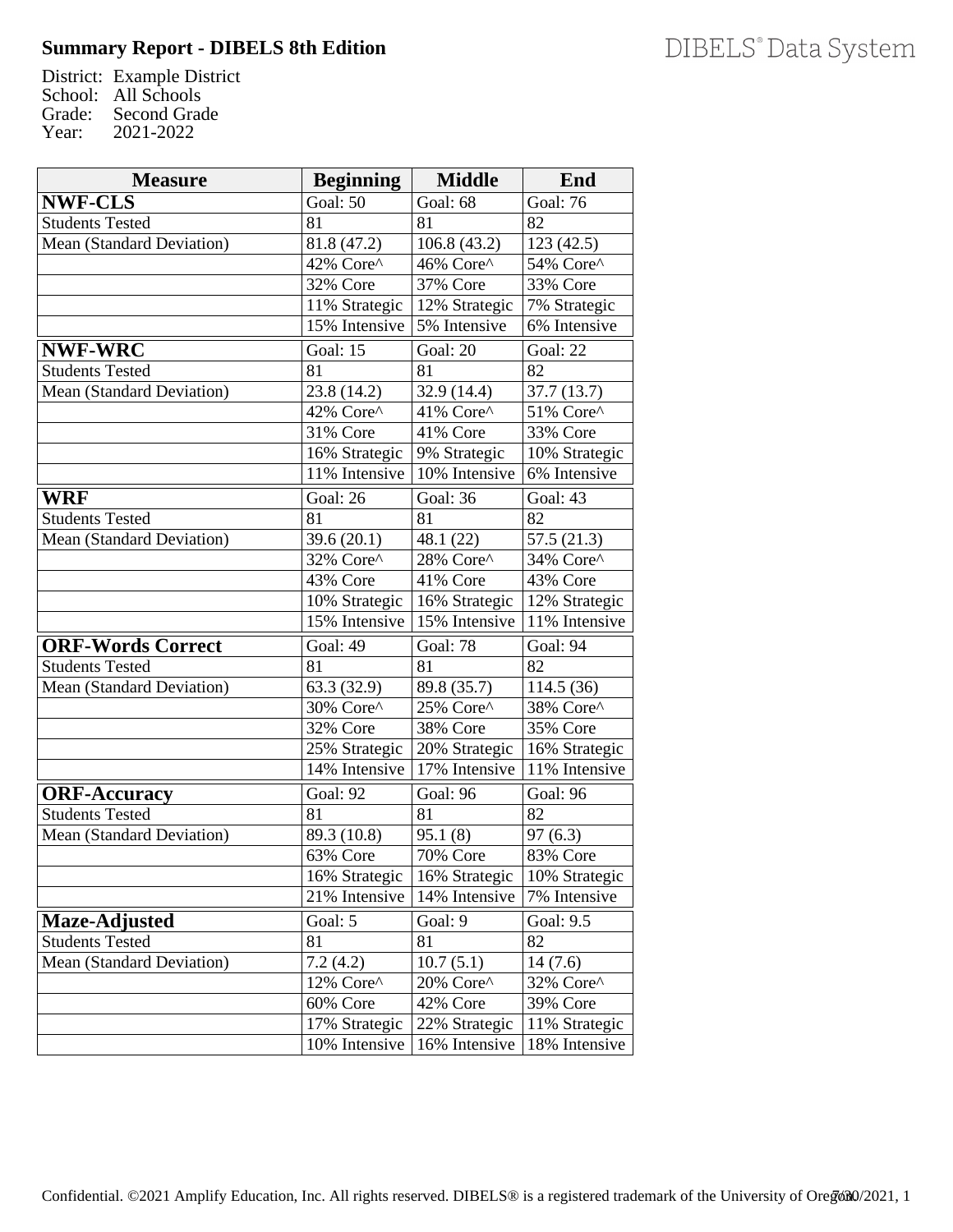# Summary Report - DIBELS 8th Edition

DIBELS® Data System

District: Example District
School: All Schools
Grade: Second Grade
Year: 2021-2022

| Measure | Beginning | Middle | End |
|---|---|---|---|
| **NWF-CLS** | Goal: 50 | Goal: 68 | Goal: 76 |
| Students Tested | 81 | 81 | 82 |
| Mean (Standard Deviation) | 81.8 (47.2) | 106.8 (43.2) | 123 (42.5) |
| | 42% Core^ | 46% Core^ | 54% Core^ |
| | 32% Core | 37% Core | 33% Core |
| | 11% Strategic | 12% Strategic | 7% Strategic |
| | 15% Intensive | 5% Intensive | 6% Intensive |
| **NWF-WRC** | Goal: 15 | Goal: 20 | Goal: 22 |
| Students Tested | 81 | 81 | 82 |
| Mean (Standard Deviation) | 23.8 (14.2) | 32.9 (14.4) | 37.7 (13.7) |
| | 42% Core^ | 41% Core^ | 51% Core^ |
| | 31% Core | 41% Core | 33% Core |
| | 16% Strategic | 9% Strategic | 10% Strategic |
| | 11% Intensive | 10% Intensive | 6% Intensive |
| **WRF** | Goal: 26 | Goal: 36 | Goal: 43 |
| Students Tested | 81 | 81 | 82 |
| Mean (Standard Deviation) | 39.6 (20.1) | 48.1 (22) | 57.5 (21.3) |
| | 32% Core^ | 28% Core^ | 34% Core^ |
| | 43% Core | 41% Core | 43% Core |
| | 10% Strategic | 16% Strategic | 12% Strategic |
| | 15% Intensive | 15% Intensive | 11% Intensive |
| **ORF-Words Correct** | Goal: 49 | Goal: 78 | Goal: 94 |
| Students Tested | 81 | 81 | 82 |
| Mean (Standard Deviation) | 63.3 (32.9) | 89.8 (35.7) | 114.5 (36) |
| | 30% Core^ | 25% Core^ | 38% Core^ |
| | 32% Core | 38% Core | 35% Core |
| | 25% Strategic | 20% Strategic | 16% Strategic |
| | 14% Intensive | 17% Intensive | 11% Intensive |
| **ORF-Accuracy** | Goal: 92 | Goal: 96 | Goal: 96 |
| Students Tested | 81 | 81 | 82 |
| Mean (Standard Deviation) | 89.3 (10.8) | 95.1 (8) | 97 (6.3) |
| | 63% Core | 70% Core | 83% Core |
| | 16% Strategic | 16% Strategic | 10% Strategic |
| | 21% Intensive | 14% Intensive | 7% Intensive |
| **Maze-Adjusted** | Goal: 5 | Goal: 9 | Goal: 9.5 |
| Students Tested | 81 | 81 | 82 |
| Mean (Standard Deviation) | 7.2 (4.2) | 10.7 (5.1) | 14 (7.6) |
| | 12% Core^ | 20% Core^ | 32% Core^ |
| | 60% Core | 42% Core | 39% Core |
| | 17% Strategic | 22% Strategic | 11% Strategic |
| | 10% Intensive | 16% Intensive | 18% Intensive |

Confidential. ©2021 Amplify Education, Inc. All rights reserved. DIBELS® is a registered trademark of the University of Oregon.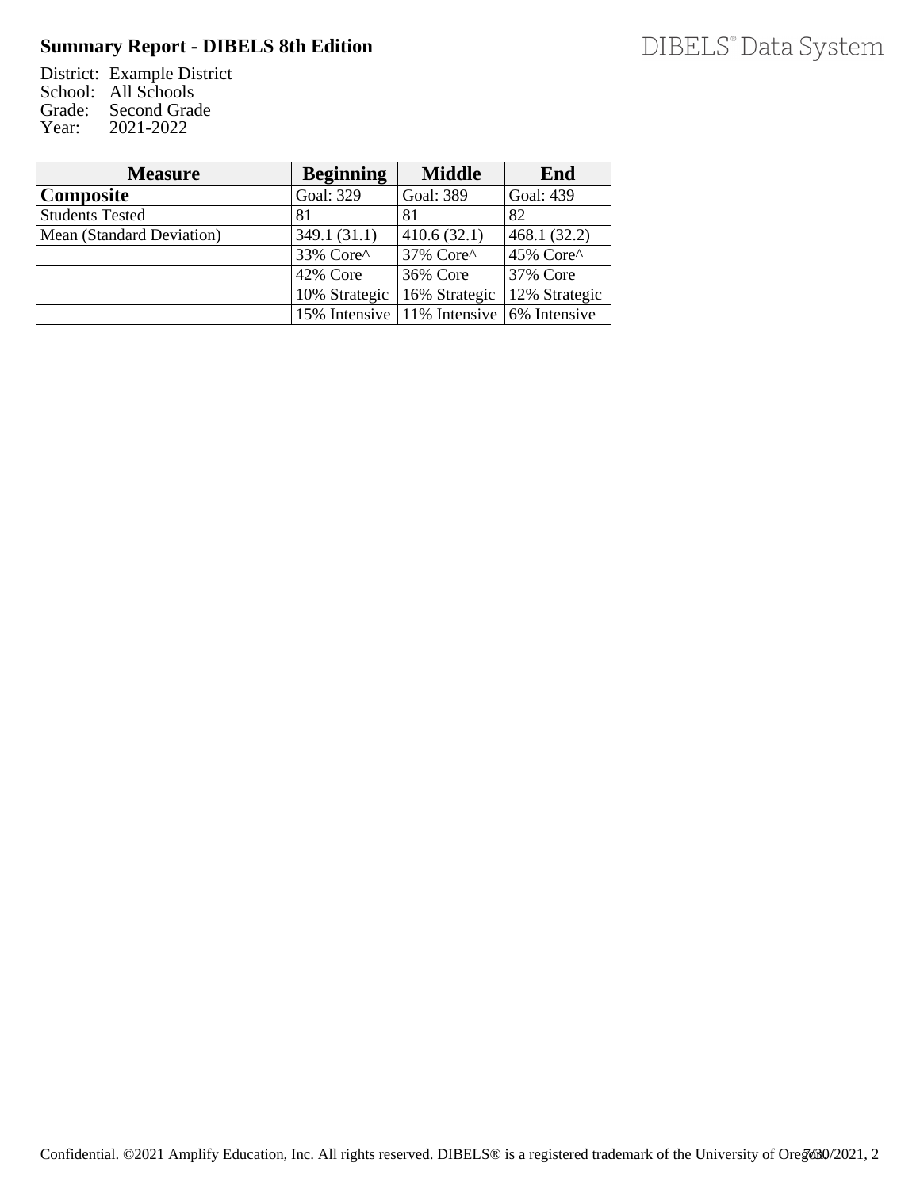## Summary Report - DIBELS 8th Edition

DIBELS® Data System

District: Example District
School: All Schools
Grade: Second Grade
Year: 2021-2022

| Measure | Beginning | Middle | End |
|---|---|---|---|
| **Composite** | Goal: 329 | Goal: 389 | Goal: 439 |
| Students Tested | 81 | 81 | 82 |
| Mean (Standard Deviation) | 349.1 (31.1) | 410.6 (32.1) | 468.1 (32.2) |
| | 33% Core^ | 37% Core^ | 45% Core^ |
| | 42% Core | 36% Core | 37% Core |
| | 10% Strategic | 16% Strategic | 12% Strategic |
| | 15% Intensive | 11% Intensive | 6% Intensive |

Confidential. ©2021 Amplify Education, Inc. All rights reserved. DIBELS® is a registered trademark of the University of Oregon. 7/30/2021